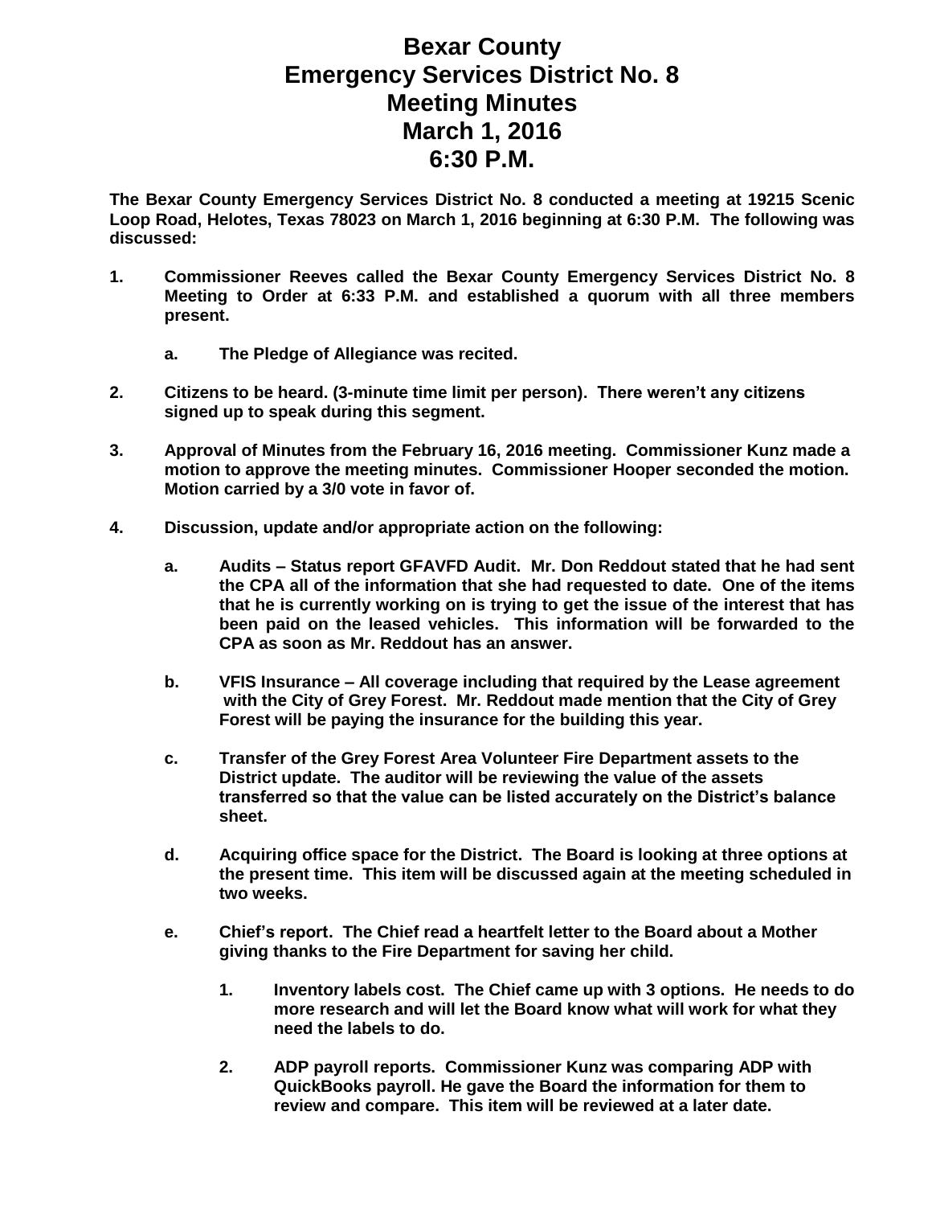# Bexar County
# Emergency Services District No. 8
# Meeting Minutes
# March 1, 2016
# 6:30 P.M.

**The Bexar County Emergency Services District No. 8 conducted a meeting at 19215 Scenic Loop Road, Helotes, Texas 78023 on March 1, 2016 beginning at 6:30 P.M. The following was discussed:**

1. **Commissioner Reeves called the Bexar County Emergency Services District No. 8 Meeting to Order at 6:33 P.M. and established a quorum with all three members present.**

   a. **The Pledge of Allegiance was recited.**

2. **Citizens to be heard. (3-minute time limit per person). There weren't any citizens signed up to speak during this segment.**

3. **Approval of Minutes from the February 16, 2016 meeting. Commissioner Kunz made a motion to approve the meeting minutes. Commissioner Hooper seconded the motion. Motion carried by a 3/0 vote in favor of.**

4. **Discussion, update and/or appropriate action on the following:**

   a. **Audits – Status report GFAVFD Audit. Mr. Don Reddout stated that he had sent the CPA all of the information that she had requested to date. One of the items that he is currently working on is trying to get the issue of the interest that has been paid on the leased vehicles. This information will be forwarded to the CPA as soon as Mr. Reddout has an answer.**

   b. **VFIS Insurance – All coverage including that required by the Lease agreement with the City of Grey Forest. Mr. Reddout made mention that the City of Grey Forest will be paying the insurance for the building this year.**

   c. **Transfer of the Grey Forest Area Volunteer Fire Department assets to the District update. The auditor will be reviewing the value of the assets transferred so that the value can be listed accurately on the District's balance sheet.**

   d. **Acquiring office space for the District. The Board is looking at three options at the present time. This item will be discussed again at the meeting scheduled in two weeks.**

   e. **Chief's report. The Chief read a heartfelt letter to the Board about a Mother giving thanks to the Fire Department for saving her child.**

      1. **Inventory labels cost. The Chief came up with 3 options. He needs to do more research and will let the Board know what will work for what they need the labels to do.**

      2. **ADP payroll reports. Commissioner Kunz was comparing ADP with QuickBooks payroll. He gave the Board the information for them to review and compare. This item will be reviewed at a later date.**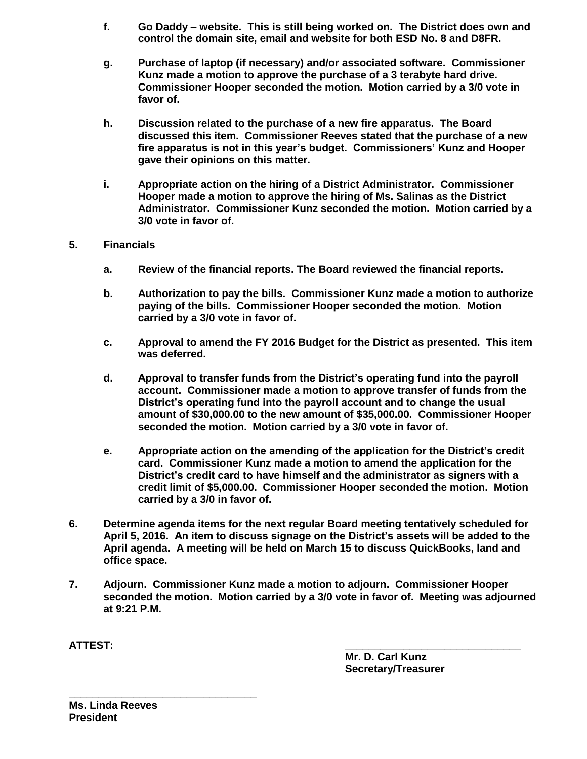**f. Go Daddy – website. This is still being worked on. The District does own and control the domain site, email and website for both ESD No. 8 and D8FR.**

**g. Purchase of laptop (if necessary) and/or associated software. Commissioner Kunz made a motion to approve the purchase of a 3 terabyte hard drive. Commissioner Hooper seconded the motion. Motion carried by a 3/0 vote in favor of.**

**h. Discussion related to the purchase of a new fire apparatus. The Board discussed this item. Commissioner Reeves stated that the purchase of a new fire apparatus is not in this year's budget. Commissioners' Kunz and Hooper gave their opinions on this matter.**

**i. Appropriate action on the hiring of a District Administrator. Commissioner Hooper made a motion to approve the hiring of Ms. Salinas as the District Administrator. Commissioner Kunz seconded the motion. Motion carried by a 3/0 vote in favor of.**

**5. Financials**

**a. Review of the financial reports. The Board reviewed the financial reports.**

**b. Authorization to pay the bills. Commissioner Kunz made a motion to authorize paying of the bills. Commissioner Hooper seconded the motion. Motion carried by a 3/0 vote in favor of.**

**c. Approval to amend the FY 2016 Budget for the District as presented. This item was deferred.**

**d. Approval to transfer funds from the District's operating fund into the payroll account. Commissioner made a motion to approve transfer of funds from the District's operating fund into the payroll account and to change the usual amount of $30,000.00 to the new amount of $35,000.00. Commissioner Hooper seconded the motion. Motion carried by a 3/0 vote in favor of.**

**e. Appropriate action on the amending of the application for the District's credit card. Commissioner Kunz made a motion to amend the application for the District's credit card to have himself and the administrator as signers with a credit limit of $5,000.00. Commissioner Hooper seconded the motion. Motion carried by a 3/0 in favor of.**

**6. Determine agenda items for the next regular Board meeting tentatively scheduled for April 5, 2016. An item to discuss signage on the District's assets will be added to the April agenda. A meeting will be held on March 15 to discuss QuickBooks, land and office space.**

**7. Adjourn. Commissioner Kunz made a motion to adjourn. Commissioner Hooper seconded the motion. Motion carried by a 3/0 vote in favor of. Meeting was adjourned at 9:21 P.M.**

**ATTEST:**

**______________________________**
**Mr. D. Carl Kunz**
**Secretary/Treasurer**

**______________________________**
**Ms. Linda Reeves**
**President**